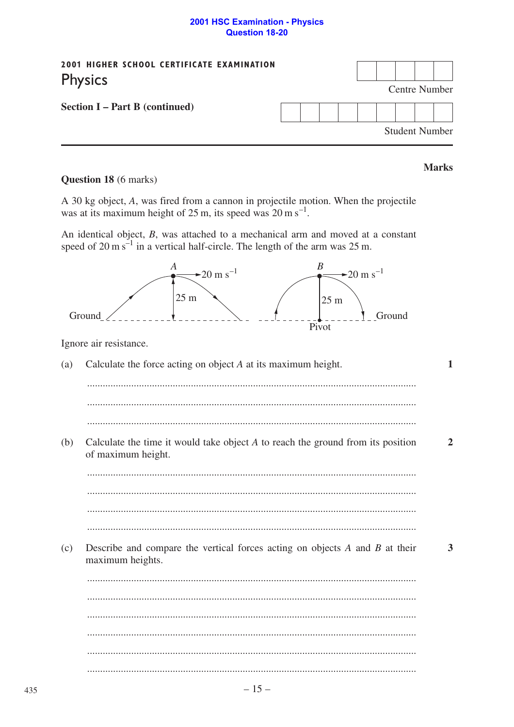2001 HSC Examination - Physics
Question 18-20

**2001 HIGHER SCHOOL CERTIFICATE EXAMINATION**

# Physics

**Section I – Part B (continued)**

Centre Number

Student Number

**Marks**

**Question 18** (6 marks)

A 30 kg object, *A*, was fired from a cannon in projectile motion. When the projectile was at its maximum height of 25 m, its speed was 20 m s$^{-1}$.

An identical object, *B*, was attached to a mechanical arm and moved at a constant speed of 20 m s$^{-1}$ in a vertical half-circle. The length of the arm was 25 m.

*A* →20 m s$^{-1}$ 25 m Ground

*B* →20 m s$^{-1}$ 25 m Ground Pivot

Ignore air resistance.

(a) Calculate the force acting on object *A* at its maximum height. **1**

.............................................................................................................................

.............................................................................................................................

.............................................................................................................................

(b) Calculate the time it would take object *A* to reach the ground from its position of maximum height. **2**

.............................................................................................................................

.............................................................................................................................

.............................................................................................................................

.............................................................................................................................

(c) Describe and compare the vertical forces acting on objects *A* and *B* at their maximum heights. **3**

.............................................................................................................................

.............................................................................................................................

.............................................................................................................................

.............................................................................................................................

.............................................................................................................................

.............................................................................................................................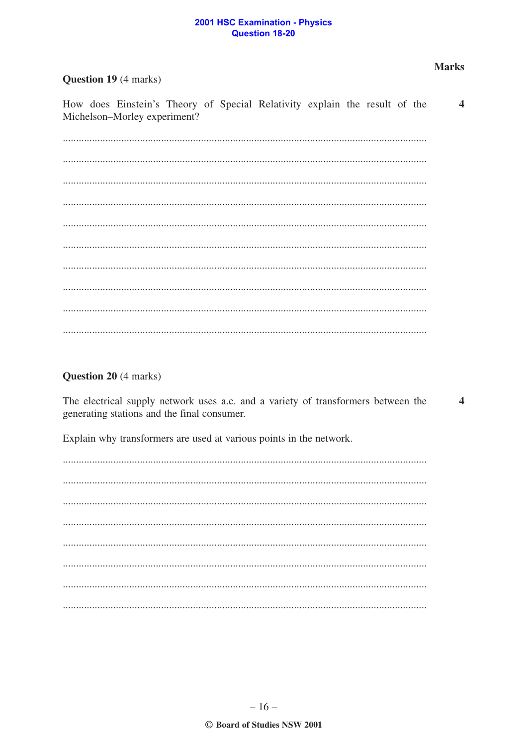**Question 19** (4 marks)

How does Einstein's Theory of Special Relativity explain the result of the Michelson–Morley experiment? **4**

**Question 20** (4 marks)

The electrical supply network uses a.c. and a variety of transformers between the generating stations and the final consumer. **4**

Explain why transformers are used at various points in the network.